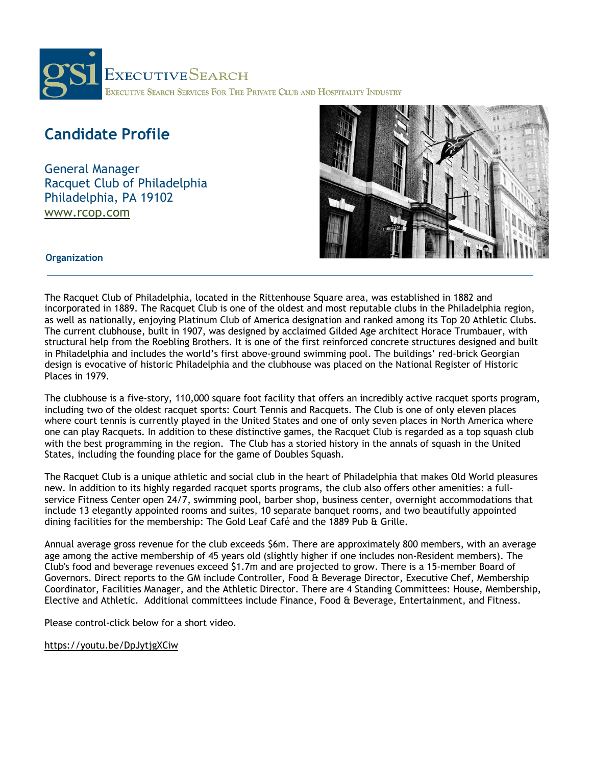# gsi Executive Search

Executive Search Services For The Private Club and Hospitality Industry

## Candidate Profile

General Manager
Racquet Club of Philadelphia
Philadelphia, PA 19102
www.rcop.com

### Organization

The Racquet Club of Philadelphia, located in the Rittenhouse Square area, was established in 1882 and incorporated in 1889. The Racquet Club is one of the oldest and most reputable clubs in the Philadelphia region, as well as nationally, enjoying Platinum Club of America designation and ranked among its Top 20 Athletic Clubs. The current clubhouse, built in 1907, was designed by acclaimed Gilded Age architect Horace Trumbauer, with structural help from the Roebling Brothers. It is one of the first reinforced concrete structures designed and built in Philadelphia and includes the world's first above-ground swimming pool. The buildings' red-brick Georgian design is evocative of historic Philadelphia and the clubhouse was placed on the National Register of Historic Places in 1979.

The clubhouse is a five-story, 110,000 square foot facility that offers an incredibly active racquet sports program, including two of the oldest racquet sports: Court Tennis and Racquets. The Club is one of only eleven places where court tennis is currently played in the United States and one of only seven places in North America where one can play Racquets. In addition to these distinctive games, the Racquet Club is regarded as a top squash club with the best programming in the region. The Club has a storied history in the annals of squash in the United States, including the founding place for the game of Doubles Squash.

The Racquet Club is a unique athletic and social club in the heart of Philadelphia that makes Old World pleasures new. In addition to its highly regarded racquet sports programs, the club also offers other amenities: a full-service Fitness Center open 24/7, swimming pool, barber shop, business center, overnight accommodations that include 13 elegantly appointed rooms and suites, 10 separate banquet rooms, and two beautifully appointed dining facilities for the membership: The Gold Leaf Café and the 1889 Pub & Grille.

Annual average gross revenue for the club exceeds $6m. There are approximately 800 members, with an average age among the active membership of 45 years old (slightly higher if one includes non-Resident members). The Club's food and beverage revenues exceed $1.7m and are projected to grow. There is a 15-member Board of Governors. Direct reports to the GM include Controller, Food & Beverage Director, Executive Chef, Membership Coordinator, Facilities Manager, and the Athletic Director. There are 4 Standing Committees: House, Membership, Elective and Athletic. Additional committees include Finance, Food & Beverage, Entertainment, and Fitness.

Please control-click below for a short video.

https://youtu.be/DpJytjgXCiw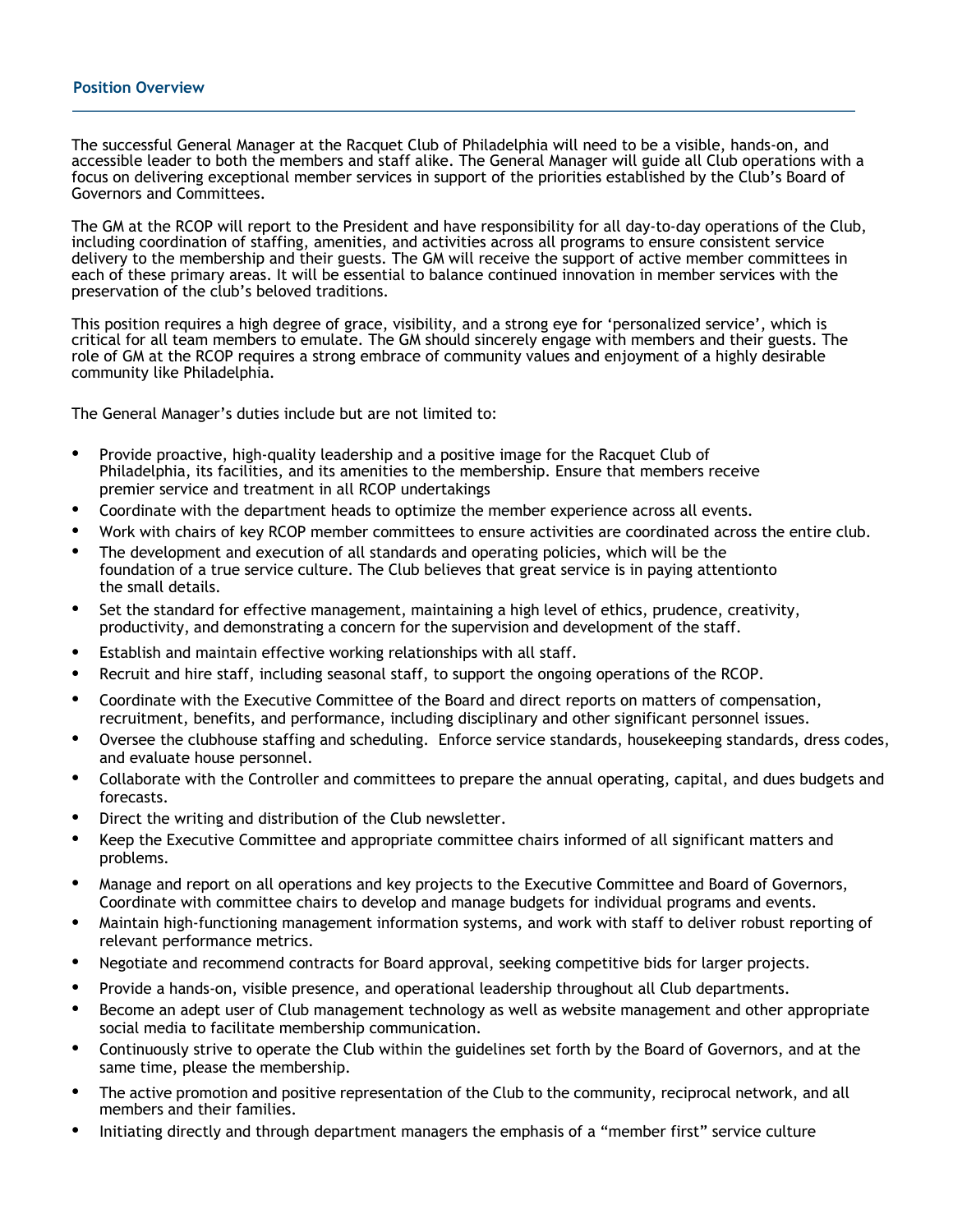## Position Overview

The successful General Manager at the Racquet Club of Philadelphia will need to be a visible, hands-on, and accessible leader to both the members and staff alike. The General Manager will guide all Club operations with a focus on delivering exceptional member services in support of the priorities established by the Club's Board of Governors and Committees.

The GM at the RCOP will report to the President and have responsibility for all day-to-day operations of the Club, including coordination of staffing, amenities, and activities across all programs to ensure consistent service delivery to the membership and their guests. The GM will receive the support of active member committees in each of these primary areas. It will be essential to balance continued innovation in member services with the preservation of the club's beloved traditions.

This position requires a high degree of grace, visibility, and a strong eye for 'personalized service', which is critical for all team members to emulate. The GM should sincerely engage with members and their guests. The role of GM at the RCOP requires a strong embrace of community values and enjoyment of a highly desirable community like Philadelphia.

The General Manager's duties include but are not limited to:

- Provide proactive, high-quality leadership and a positive image for the Racquet Club of Philadelphia, its facilities, and its amenities to the membership. Ensure that members receive premier service and treatment in all RCOP undertakings
- Coordinate with the department heads to optimize the member experience across all events.
- Work with chairs of key RCOP member committees to ensure activities are coordinated across the entire club.
- The development and execution of all standards and operating policies, which will be the foundation of a true service culture. The Club believes that great service is in paying attentionto the small details.
- Set the standard for effective management, maintaining a high level of ethics, prudence, creativity, productivity, and demonstrating a concern for the supervision and development of the staff.
- Establish and maintain effective working relationships with all staff.
- Recruit and hire staff, including seasonal staff, to support the ongoing operations of the RCOP.
- Coordinate with the Executive Committee of the Board and direct reports on matters of compensation, recruitment, benefits, and performance, including disciplinary and other significant personnel issues.
- Oversee the clubhouse staffing and scheduling. Enforce service standards, housekeeping standards, dress codes, and evaluate house personnel.
- Collaborate with the Controller and committees to prepare the annual operating, capital, and dues budgets and forecasts.
- Direct the writing and distribution of the Club newsletter.
- Keep the Executive Committee and appropriate committee chairs informed of all significant matters and problems.
- Manage and report on all operations and key projects to the Executive Committee and Board of Governors, Coordinate with committee chairs to develop and manage budgets for individual programs and events.
- Maintain high-functioning management information systems, and work with staff to deliver robust reporting of relevant performance metrics.
- Negotiate and recommend contracts for Board approval, seeking competitive bids for larger projects.
- Provide a hands-on, visible presence, and operational leadership throughout all Club departments.
- Become an adept user of Club management technology as well as website management and other appropriate social media to facilitate membership communication.
- Continuously strive to operate the Club within the guidelines set forth by the Board of Governors, and at the same time, please the membership.
- The active promotion and positive representation of the Club to the community, reciprocal network, and all members and their families.
- Initiating directly and through department managers the emphasis of a "member first" service culture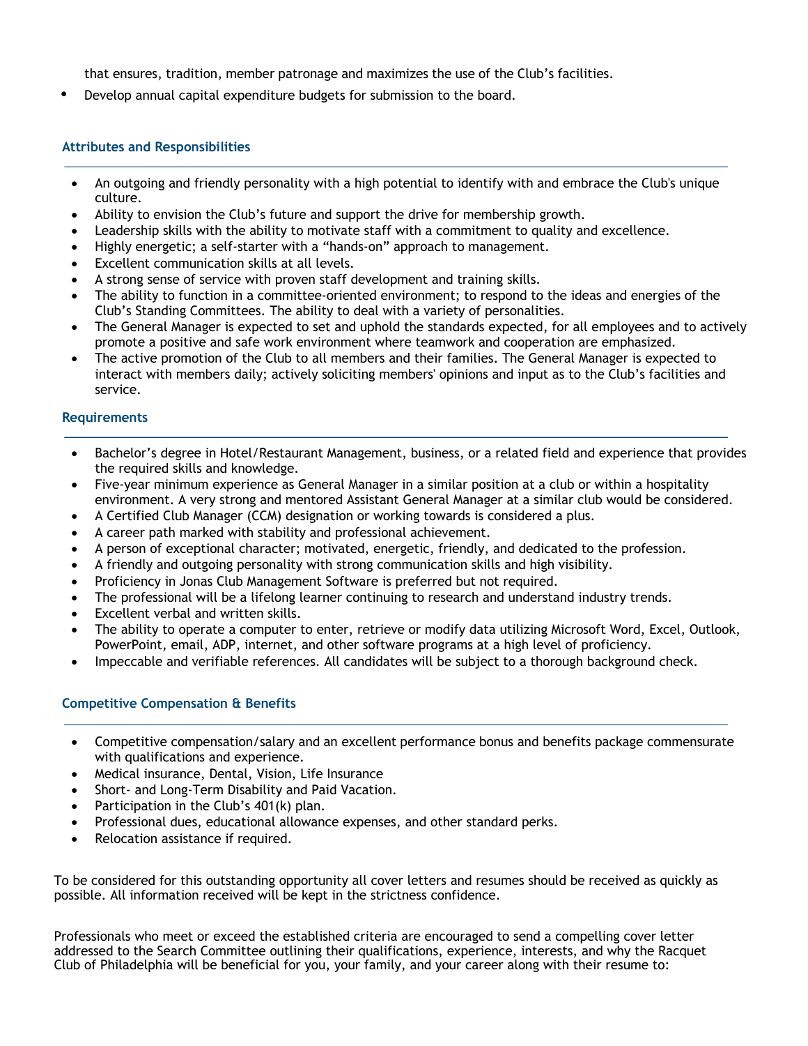that ensures, tradition, member patronage and maximizes the use of the Club's facilities.

- Develop annual capital expenditure budgets for submission to the board.

### Attributes and Responsibilities

- An outgoing and friendly personality with a high potential to identify with and embrace the Club's unique culture.
- Ability to envision the Club's future and support the drive for membership growth.
- Leadership skills with the ability to motivate staff with a commitment to quality and excellence.
- Highly energetic; a self-starter with a "hands-on" approach to management.
- Excellent communication skills at all levels.
- A strong sense of service with proven staff development and training skills.
- The ability to function in a committee-oriented environment; to respond to the ideas and energies of the Club's Standing Committees. The ability to deal with a variety of personalities.
- The General Manager is expected to set and uphold the standards expected, for all employees and to actively promote a positive and safe work environment where teamwork and cooperation are emphasized.
- The active promotion of the Club to all members and their families. The General Manager is expected to interact with members daily; actively soliciting members' opinions and input as to the Club's facilities and service.

### Requirements

- Bachelor's degree in Hotel/Restaurant Management, business, or a related field and experience that provides the required skills and knowledge.
- Five-year minimum experience as General Manager in a similar position at a club or within a hospitality environment. A very strong and mentored Assistant General Manager at a similar club would be considered.
- A Certified Club Manager (CCM) designation or working towards is considered a plus.
- A career path marked with stability and professional achievement.
- A person of exceptional character; motivated, energetic, friendly, and dedicated to the profession.
- A friendly and outgoing personality with strong communication skills and high visibility.
- Proficiency in Jonas Club Management Software is preferred but not required.
- The professional will be a lifelong learner continuing to research and understand industry trends.
- Excellent verbal and written skills.
- The ability to operate a computer to enter, retrieve or modify data utilizing Microsoft Word, Excel, Outlook, PowerPoint, email, ADP, internet, and other software programs at a high level of proficiency.
- Impeccable and verifiable references. All candidates will be subject to a thorough background check.

### Competitive Compensation & Benefits

- Competitive compensation/salary and an excellent performance bonus and benefits package commensurate with qualifications and experience.
- Medical insurance, Dental, Vision, Life Insurance
- Short- and Long-Term Disability and Paid Vacation.
- Participation in the Club's 401(k) plan.
- Professional dues, educational allowance expenses, and other standard perks.
- Relocation assistance if required.

To be considered for this outstanding opportunity all cover letters and resumes should be received as quickly as possible. All information received will be kept in the strictness confidence.

Professionals who meet or exceed the established criteria are encouraged to send a compelling cover letter addressed to the Search Committee outlining their qualifications, experience, interests, and why the Racquet Club of Philadelphia will be beneficial for you, your family, and your career along with their resume to: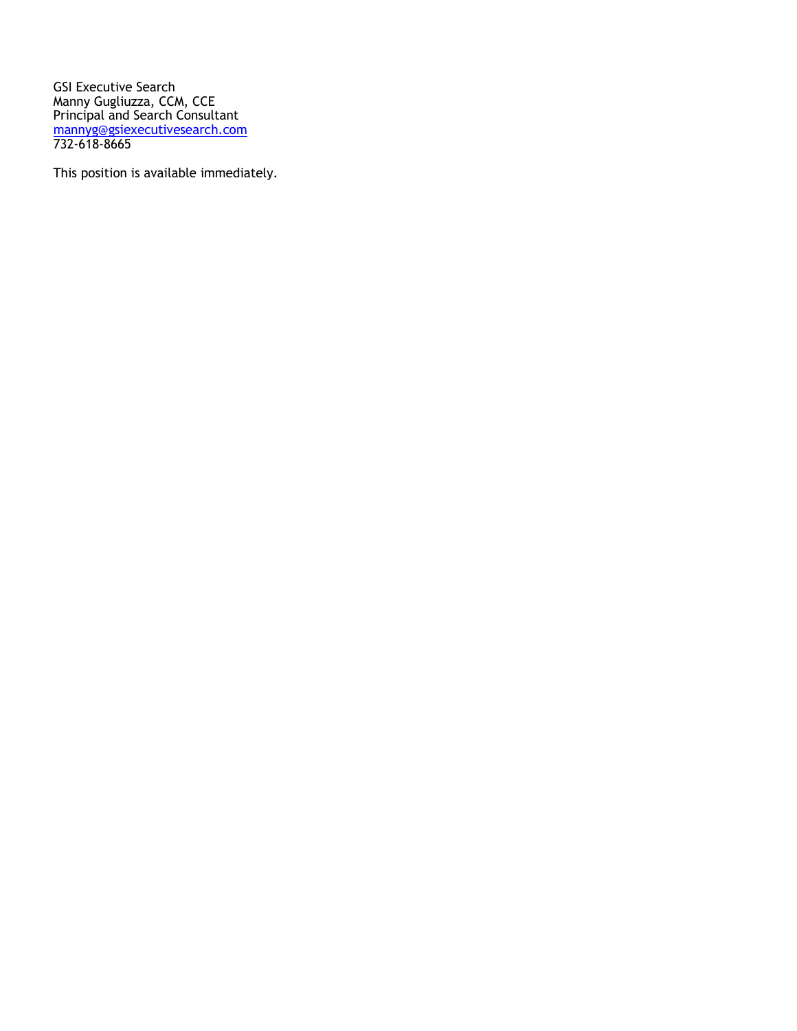GSI Executive Search
Manny Gugliuzza, CCM, CCE
Principal and Search Consultant
[mannyg@gsiexecutivesearch.com](mailto:mannyg@gsiexecutivesearch.com)
732-618-8665

This position is available immediately.